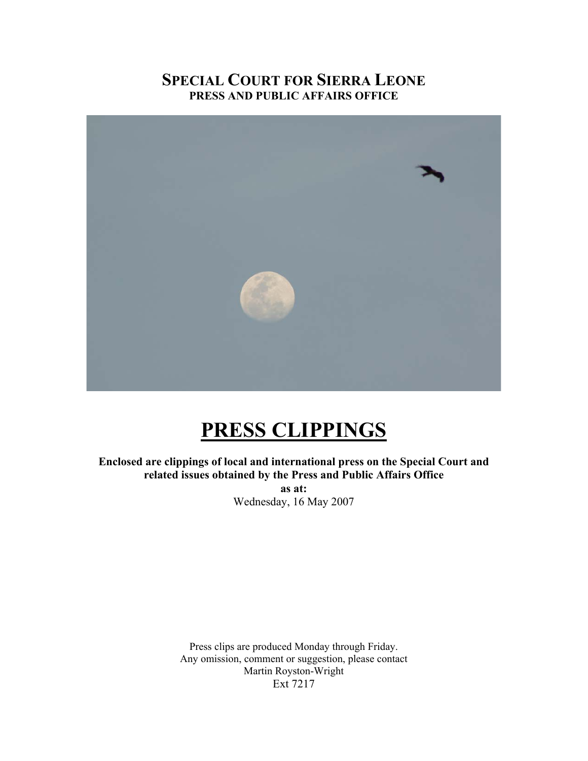# SPECIAL COURT FOR SIERRA LEONE
## PRESS AND PUBLIC AFFAIRS OFFICE

# PRESS CLIPPINGS

**Enclosed are clippings of local and international press on the Special Court and related issues obtained by the Press and Public Affairs Office**
**as at:**
Wednesday, 16 May 2007

Press clips are produced Monday through Friday.
Any omission, comment or suggestion, please contact
Martin Royston-Wright
Ext 7217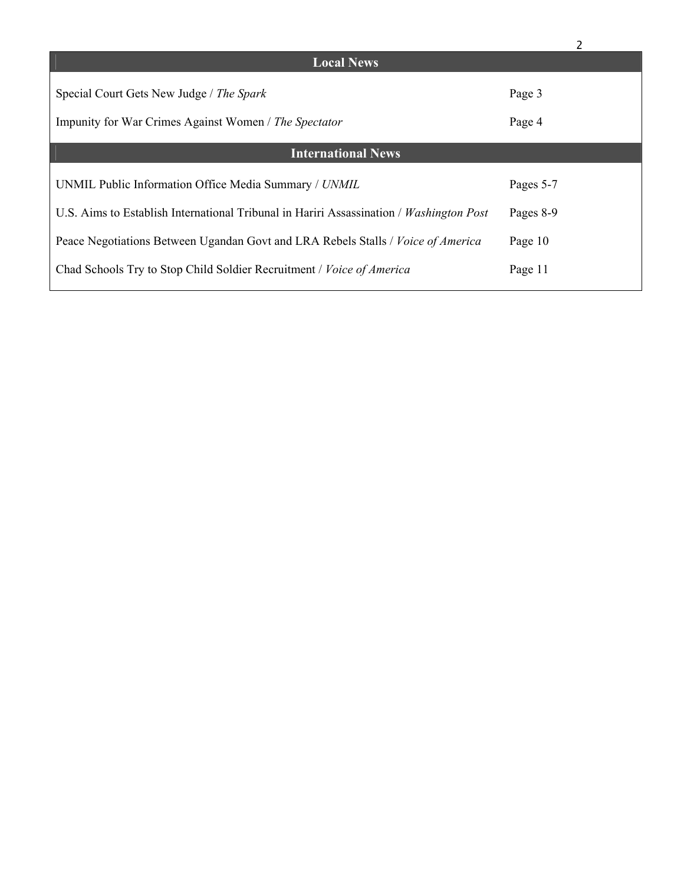## Local News

| | |
|---|---|
| Special Court Gets New Judge / *The Spark* | Page 3 |
| Impunity for War Crimes Against Women / *The Spectator* | Page 4 |

## International News

| | |
|---|---|
| UNMIL Public Information Office Media Summary / *UNMIL* | Pages 5-7 |
| U.S. Aims to Establish International Tribunal in Hariri Assassination / *Washington Post* | Pages 8-9 |
| Peace Negotiations Between Ugandan Govt and LRA Rebels Stalls / *Voice of America* | Page 10 |
| Chad Schools Try to Stop Child Soldier Recruitment / *Voice of America* | Page 11 |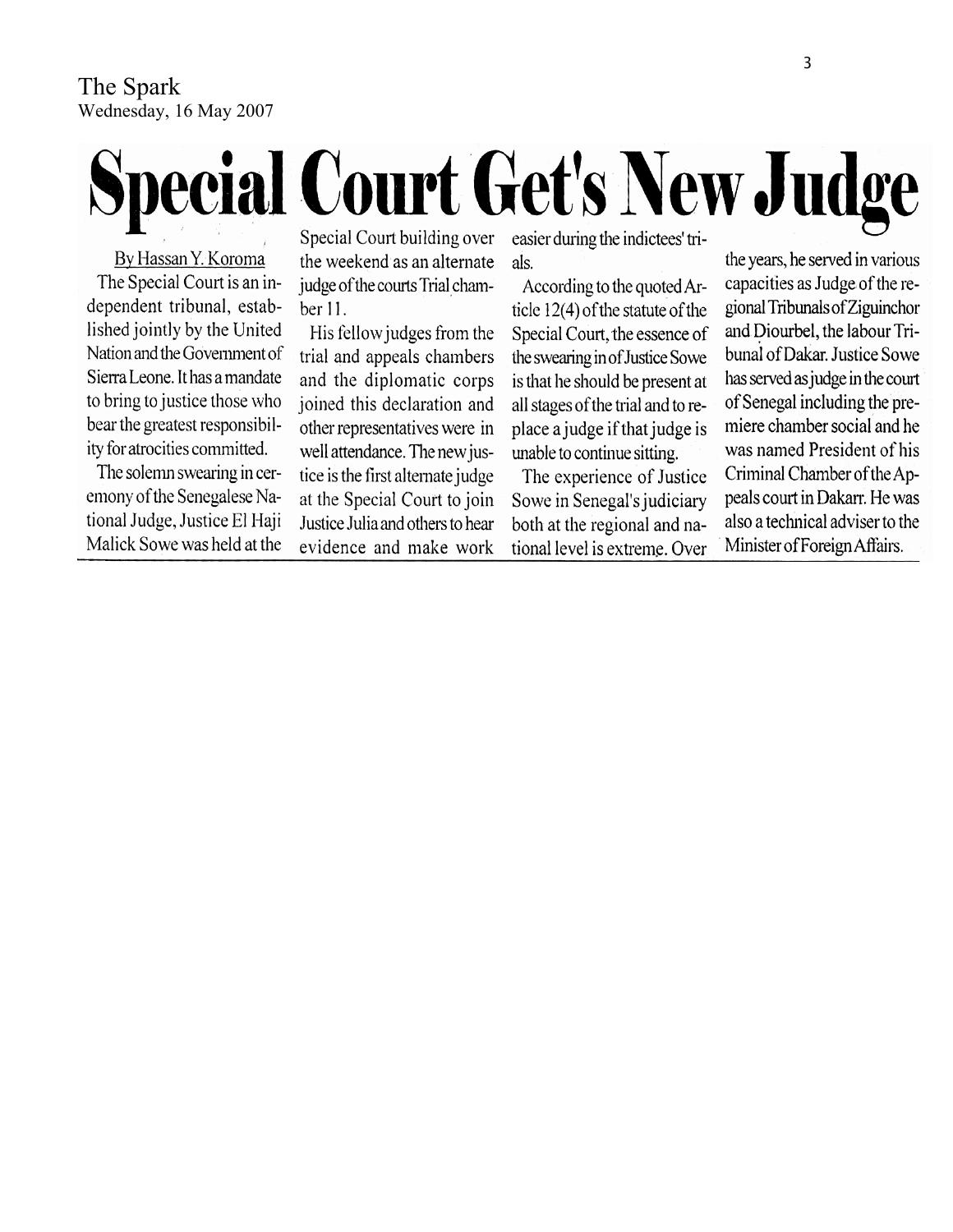The Spark
Wednesday, 16 May 2007

# Special Court Get's New Judge

By Hassan Y. Koroma

The Special Court is an independent tribunal, established jointly by the United Nation and the Government of Sierra Leone. It has a mandate to bring to justice those who bear the greatest responsibility for atrocities committed.

The solemn swearing in ceremony of the Senegalese National Judge, Justice El Haji Malick Sowe was held at the Special Court building over the weekend as an alternate judge of the courts Trial chamber 11.

His fellow judges from the trial and appeals chambers and the diplomatic corps joined this declaration and other representatives were in well attendance. The new justice is the first alternate judge at the Special Court to join Justice Julia and others to hear evidence and make work easier during the indictees' trials.

According to the quoted Article 12(4) of the statute of the Special Court, the essence of the swearing in of Justice Sowe is that he should be present at all stages of the trial and to replace a judge if that judge is unable to continue sitting.

The experience of Justice Sowe in Senegal's judiciary both at the regional and national level is extreme. Over the years, he served in various capacities as Judge of the regional Tribunals of Ziguinchor and Diourbel, the labour Tribunal of Dakar. Justice Sowe has served as judge in the court of Senegal including the premiere chamber social and he was named President of his Criminal Chamber of the Appeals court in Dakarr. He was also a technical adviser to the Minister of Foreign Affairs.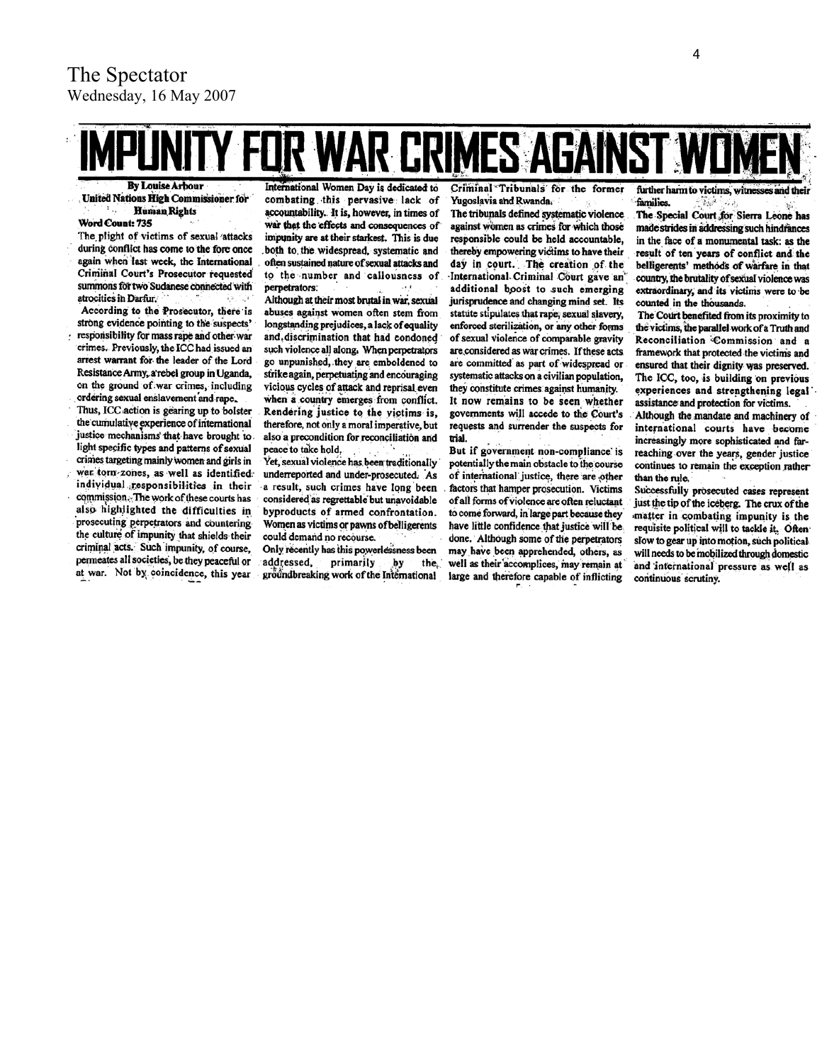The Spectator
Wednesday, 16 May 2007

# IMPUNITY FOR WAR CRIMES AGAINST WOMEN

**By Louise Arbour**
**United Nations High Commissioner for Human Rights**
**Word Count: 735**

The plight of victims of sexual attacks during conflict has come to the fore once again when last week, the International Criminal Court's Prosecutor requested summons for two Sudanese connected with atrocities in Darfur.

According to the Prosecutor, there is strong evidence pointing to the suspects' responsibility for mass rape and other war crimes. Previously, the ICC had issued an arrest warrant for the leader of the Lord Resistance Army, a rebel group in Uganda, on the ground of war crimes, including ordering sexual enslavement and rape.

Thus, ICC action is gearing up to bolster the cumulative experience of international justice mechanisms that have brought to light specific types and patterns of sexual crimes targeting mainly women and girls in war torn zones, as well as identified individual responsibilities in their commission. The work of these courts has also highlighted the difficulties in prosecuting perpetrators and countering the culture of impunity that shields their criminal acts. Such impunity, of course, permeates all societies, be they peaceful or at war. Not by coincidence, this year International Women Day is dedicated to combating this pervasive lack of accountability. It is, however, in times of war that the effects and consequences of impunity are at their starkest. This is due both to the widespread, systematic and often sustained nature of sexual attacks and to the number and callousness of perpetrators.

Although at their most brutal in war, sexual abuses against women often stem from longstanding prejudices, a lack of equality and discrimination that had condoned such violence all along. When perpetrators go unpunished, they are emboldened to strike again, perpetuating and encouraging vicious cycles of attack and reprisal even when a country emerges from conflict.

Rendering justice to the victims is, therefore, not only a moral imperative, but also a precondition for reconciliation and peace to take hold.

Yet, sexual violence has been traditionally underreported and under-prosecuted. As a result, such crimes have long been considered as regrettable but unavoidable byproducts of armed confrontation. Women as victims or pawns of belligerents could demand no recourse.

Only recently has this powerlessness been addressed, primarily by the groundbreaking work of the International Criminal Tribunals for the former Yugoslavia and Rwanda.

The tribunals defined systematic violence against women as crimes for which those responsible could be held accountable, thereby empowering victims to have their day in court. The creation of the International Criminal Court gave an additional boost to such emerging jurisprudence and changing mind set. Its statute stipulates that rape, sexual slavery, enforced sterilization, or any other forms of sexual violence of comparable gravity are considered as war crimes. If these acts are committed as part of widespread or systematic attacks on a civilian population, they constitute crimes against humanity.

It now remains to be seen whether governments will accede to the Court's requests and surrender the suspects for trial.

But if government non-compliance is potentially the main obstacle to the course of international justice, there are other factors that hamper prosecution. Victims of all forms of violence are often reluctant to come forward, in large part because they have little confidence that justice will be done. Although some of the perpetrators may have been apprehended, others, as well as their accomplices, may remain at large and therefore capable of inflicting further harm to victims, witnesses and their families.

The Special Court for Sierra Leone has made strides in addressing such hindrances in the face of a monumental task: as the result of ten years of conflict and the belligerents' methods of warfare in that country, the brutality of sexual violence was extraordinary, and its victims were to be counted in the thousands.

The Court benefited from its proximity to the victims, the parallel work of a Truth and Reconciliation Commission and a framework that protected the victims and ensured that their dignity was preserved. The ICC, too, is building on previous experiences and strengthening legal assistance and protection for victims.

Although the mandate and machinery of international courts have become increasingly more sophisticated and far-reaching over the years, gender justice continues to remain the exception rather than the rule.

Successfully prosecuted cases represent just the tip of the iceberg. The crux of the matter in combating impunity is the requisite political will to tackle it. Often slow to gear up into motion, such political will needs to be mobilized through domestic and international pressure as well as continuous scrutiny.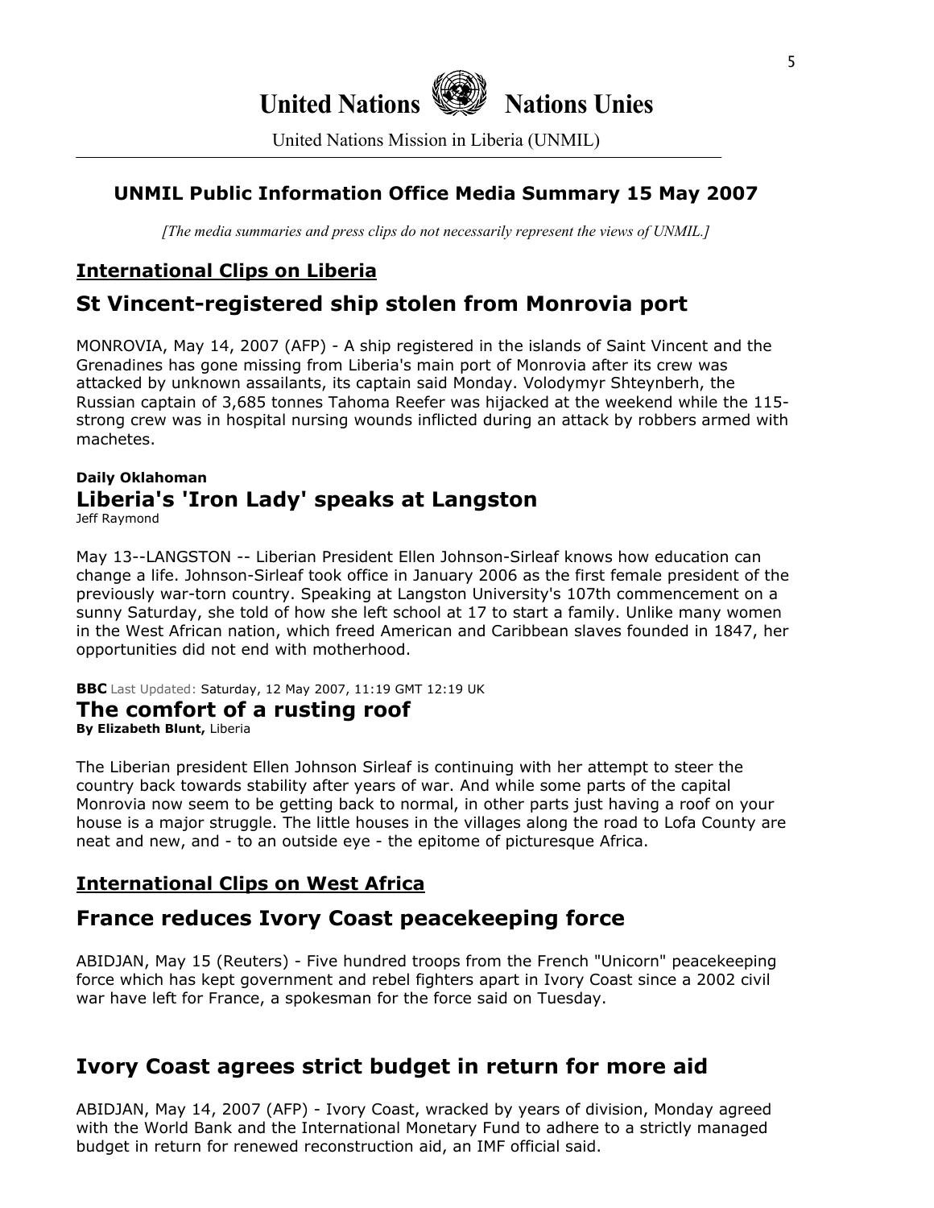United Nations Nations Unies

United Nations Mission in Liberia (UNMIL)

## UNMIL Public Information Office Media Summary 15 May 2007

*[The media summaries and press clips do not necessarily represent the views of UNMIL.]*

## International Clips on Liberia

### St Vincent-registered ship stolen from Monrovia port

MONROVIA, May 14, 2007 (AFP) - A ship registered in the islands of Saint Vincent and the Grenadines has gone missing from Liberia's main port of Monrovia after its crew was attacked by unknown assailants, its captain said Monday. Volodymyr Shteynberh, the Russian captain of 3,685 tonnes Tahoma Reefer was hijacked at the weekend while the 115-strong crew was in hospital nursing wounds inflicted during an attack by robbers armed with machetes.

**Daily Oklahoman**

### Liberia's 'Iron Lady' speaks at Langston

Jeff Raymond

May 13--LANGSTON -- Liberian President Ellen Johnson-Sirleaf knows how education can change a life. Johnson-Sirleaf took office in January 2006 as the first female president of the previously war-torn country. Speaking at Langston University's 107th commencement on a sunny Saturday, she told of how she left school at 17 to start a family. Unlike many women in the West African nation, which freed American and Caribbean slaves founded in 1847, her opportunities did not end with motherhood.

**BBC** Last Updated: Saturday, 12 May 2007, 11:19 GMT 12:19 UK

### The comfort of a rusting roof

**By Elizabeth Blunt,** Liberia

The Liberian president Ellen Johnson Sirleaf is continuing with her attempt to steer the country back towards stability after years of war. And while some parts of the capital Monrovia now seem to be getting back to normal, in other parts just having a roof on your house is a major struggle. The little houses in the villages along the road to Lofa County are neat and new, and - to an outside eye - the epitome of picturesque Africa.

## International Clips on West Africa

### France reduces Ivory Coast peacekeeping force

ABIDJAN, May 15 (Reuters) - Five hundred troops from the French "Unicorn" peacekeeping force which has kept government and rebel fighters apart in Ivory Coast since a 2002 civil war have left for France, a spokesman for the force said on Tuesday.

### Ivory Coast agrees strict budget in return for more aid

ABIDJAN, May 14, 2007 (AFP) - Ivory Coast, wracked by years of division, Monday agreed with the World Bank and the International Monetary Fund to adhere to a strictly managed budget in return for renewed reconstruction aid, an IMF official said.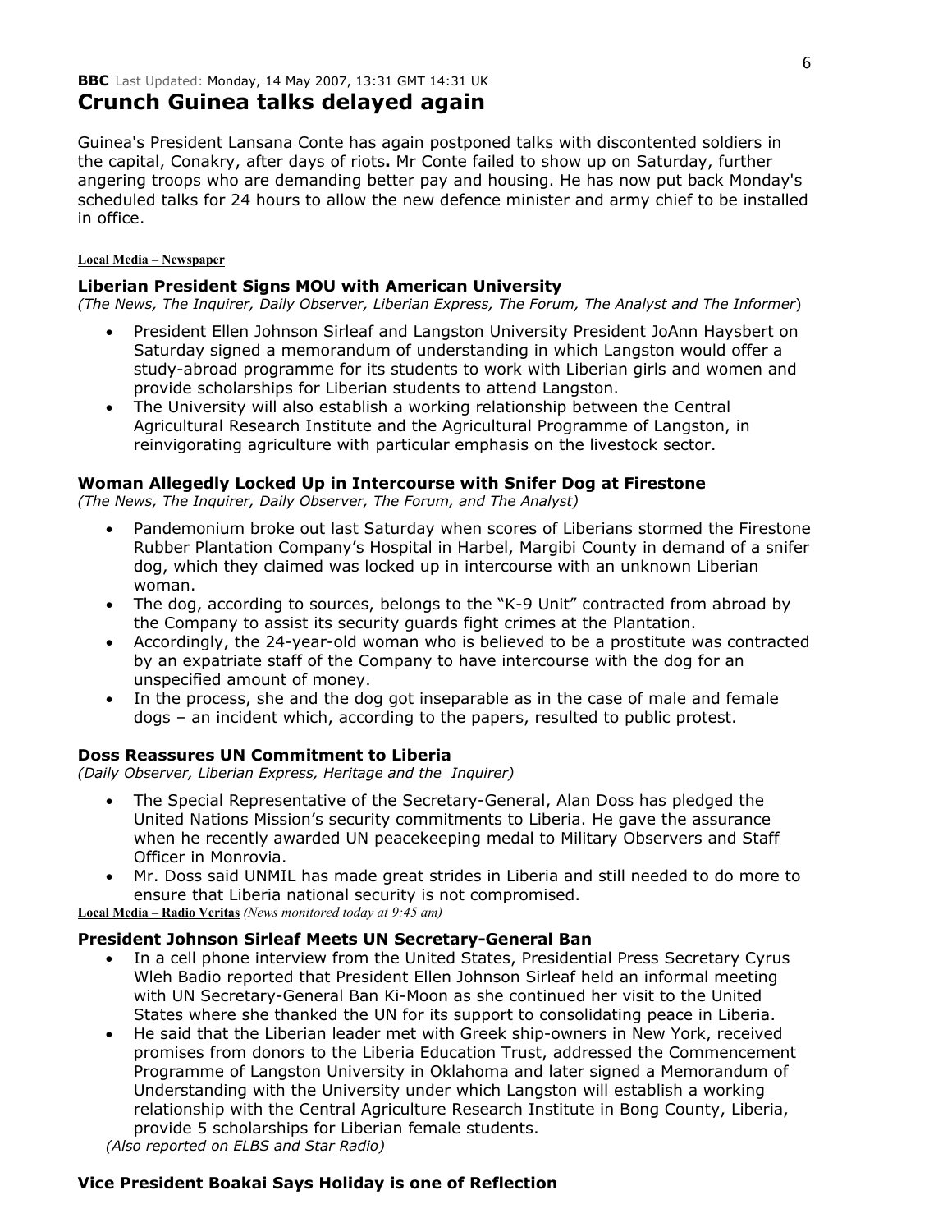**BBC** Last Updated: Monday, 14 May 2007, 13:31 GMT 14:31 UK

## Crunch Guinea talks delayed again

Guinea's President Lansana Conte has again postponed talks with discontented soldiers in the capital, Conakry, after days of riots**.** Mr Conte failed to show up on Saturday, further angering troops who are demanding better pay and housing. He has now put back Monday's scheduled talks for 24 hours to allow the new defence minister and army chief to be installed in office.

**Local Media – Newspaper**

### Liberian President Signs MOU with American University

*(The News, The Inquirer, Daily Observer, Liberian Express, The Forum, The Analyst and The Informer*)

- President Ellen Johnson Sirleaf and Langston University President JoAnn Haysbert on Saturday signed a memorandum of understanding in which Langston would offer a study-abroad programme for its students to work with Liberian girls and women and provide scholarships for Liberian students to attend Langston.
- The University will also establish a working relationship between the Central Agricultural Research Institute and the Agricultural Programme of Langston, in reinvigorating agriculture with particular emphasis on the livestock sector.

### Woman Allegedly Locked Up in Intercourse with Snifer Dog at Firestone

*(The News, The Inquirer, Daily Observer, The Forum, and The Analyst)*

- Pandemonium broke out last Saturday when scores of Liberians stormed the Firestone Rubber Plantation Company's Hospital in Harbel, Margibi County in demand of a snifer dog, which they claimed was locked up in intercourse with an unknown Liberian woman.
- The dog, according to sources, belongs to the "K-9 Unit" contracted from abroad by the Company to assist its security guards fight crimes at the Plantation.
- Accordingly, the 24-year-old woman who is believed to be a prostitute was contracted by an expatriate staff of the Company to have intercourse with the dog for an unspecified amount of money.
- In the process, she and the dog got inseparable as in the case of male and female dogs – an incident which, according to the papers, resulted to public protest.

### Doss Reassures UN Commitment to Liberia

*(Daily Observer, Liberian Express, Heritage and the Inquirer)*

- The Special Representative of the Secretary-General, Alan Doss has pledged the United Nations Mission's security commitments to Liberia. He gave the assurance when he recently awarded UN peacekeeping medal to Military Observers and Staff Officer in Monrovia.
- Mr. Doss said UNMIL has made great strides in Liberia and still needed to do more to ensure that Liberia national security is not compromised.

**Local Media – Radio Veritas** *(News monitored today at 9:45 am)*

### President Johnson Sirleaf Meets UN Secretary-General Ban

- In a cell phone interview from the United States, Presidential Press Secretary Cyrus Wleh Badio reported that President Ellen Johnson Sirleaf held an informal meeting with UN Secretary-General Ban Ki-Moon as she continued her visit to the United States where she thanked the UN for its support to consolidating peace in Liberia.
- He said that the Liberian leader met with Greek ship-owners in New York, received promises from donors to the Liberia Education Trust, addressed the Commencement Programme of Langston University in Oklahoma and later signed a Memorandum of Understanding with the University under which Langston will establish a working relationship with the Central Agriculture Research Institute in Bong County, Liberia, provide 5 scholarships for Liberian female students.

*(Also reported on ELBS and Star Radio)*

### Vice President Boakai Says Holiday is one of Reflection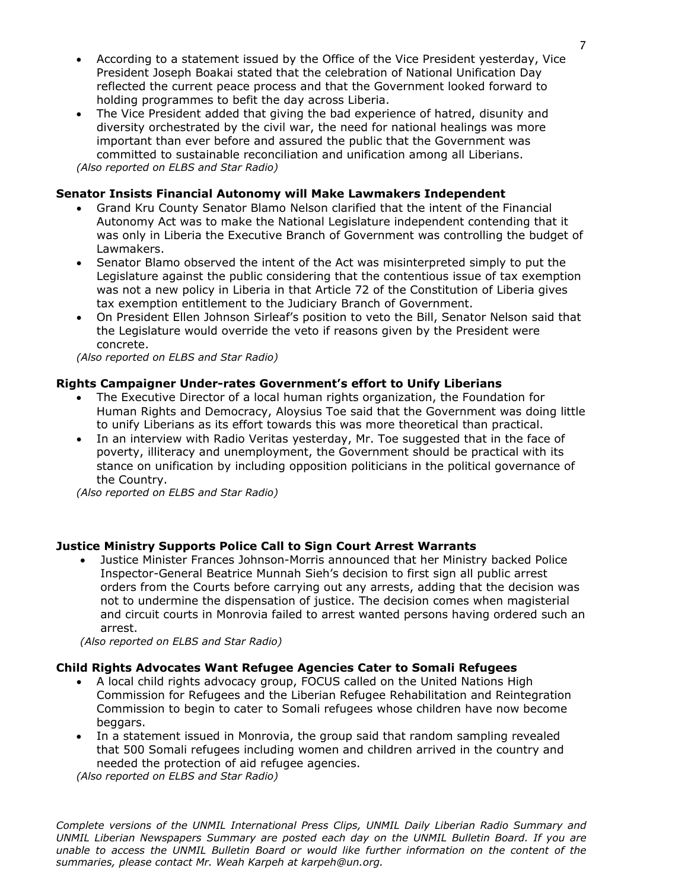- According to a statement issued by the Office of the Vice President yesterday, Vice President Joseph Boakai stated that the celebration of National Unification Day reflected the current peace process and that the Government looked forward to holding programmes to befit the day across Liberia.
- The Vice President added that giving the bad experience of hatred, disunity and diversity orchestrated by the civil war, the need for national healings was more important than ever before and assured the public that the Government was committed to sustainable reconciliation and unification among all Liberians.

*(Also reported on ELBS and Star Radio)*

**Senator Insists Financial Autonomy will Make Lawmakers Independent**

- Grand Kru County Senator Blamo Nelson clarified that the intent of the Financial Autonomy Act was to make the National Legislature independent contending that it was only in Liberia the Executive Branch of Government was controlling the budget of Lawmakers.
- Senator Blamo observed the intent of the Act was misinterpreted simply to put the Legislature against the public considering that the contentious issue of tax exemption was not a new policy in Liberia in that Article 72 of the Constitution of Liberia gives tax exemption entitlement to the Judiciary Branch of Government.
- On President Ellen Johnson Sirleaf's position to veto the Bill, Senator Nelson said that the Legislature would override the veto if reasons given by the President were concrete.

*(Also reported on ELBS and Star Radio)*

**Rights Campaigner Under-rates Government's effort to Unify Liberians**

- The Executive Director of a local human rights organization, the Foundation for Human Rights and Democracy, Aloysius Toe said that the Government was doing little to unify Liberians as its effort towards this was more theoretical than practical.
- In an interview with Radio Veritas yesterday, Mr. Toe suggested that in the face of poverty, illiteracy and unemployment, the Government should be practical with its stance on unification by including opposition politicians in the political governance of the Country.

*(Also reported on ELBS and Star Radio)*

**Justice Ministry Supports Police Call to Sign Court Arrest Warrants**

- Justice Minister Frances Johnson-Morris announced that her Ministry backed Police Inspector-General Beatrice Munnah Sieh's decision to first sign all public arrest orders from the Courts before carrying out any arrests, adding that the decision was not to undermine the dispensation of justice. The decision comes when magisterial and circuit courts in Monrovia failed to arrest wanted persons having ordered such an arrest.

*(Also reported on ELBS and Star Radio)*

**Child Rights Advocates Want Refugee Agencies Cater to Somali Refugees**

- A local child rights advocacy group, FOCUS called on the United Nations High Commission for Refugees and the Liberian Refugee Rehabilitation and Reintegration Commission to begin to cater to Somali refugees whose children have now become beggars.
- In a statement issued in Monrovia, the group said that random sampling revealed that 500 Somali refugees including women and children arrived in the country and needed the protection of aid refugee agencies.

*(Also reported on ELBS and Star Radio)*

*Complete versions of the UNMIL International Press Clips, UNMIL Daily Liberian Radio Summary and UNMIL Liberian Newspapers Summary are posted each day on the UNMIL Bulletin Board. If you are unable to access the UNMIL Bulletin Board or would like further information on the content of the summaries, please contact Mr. Weah Karpeh at karpeh@un.org.*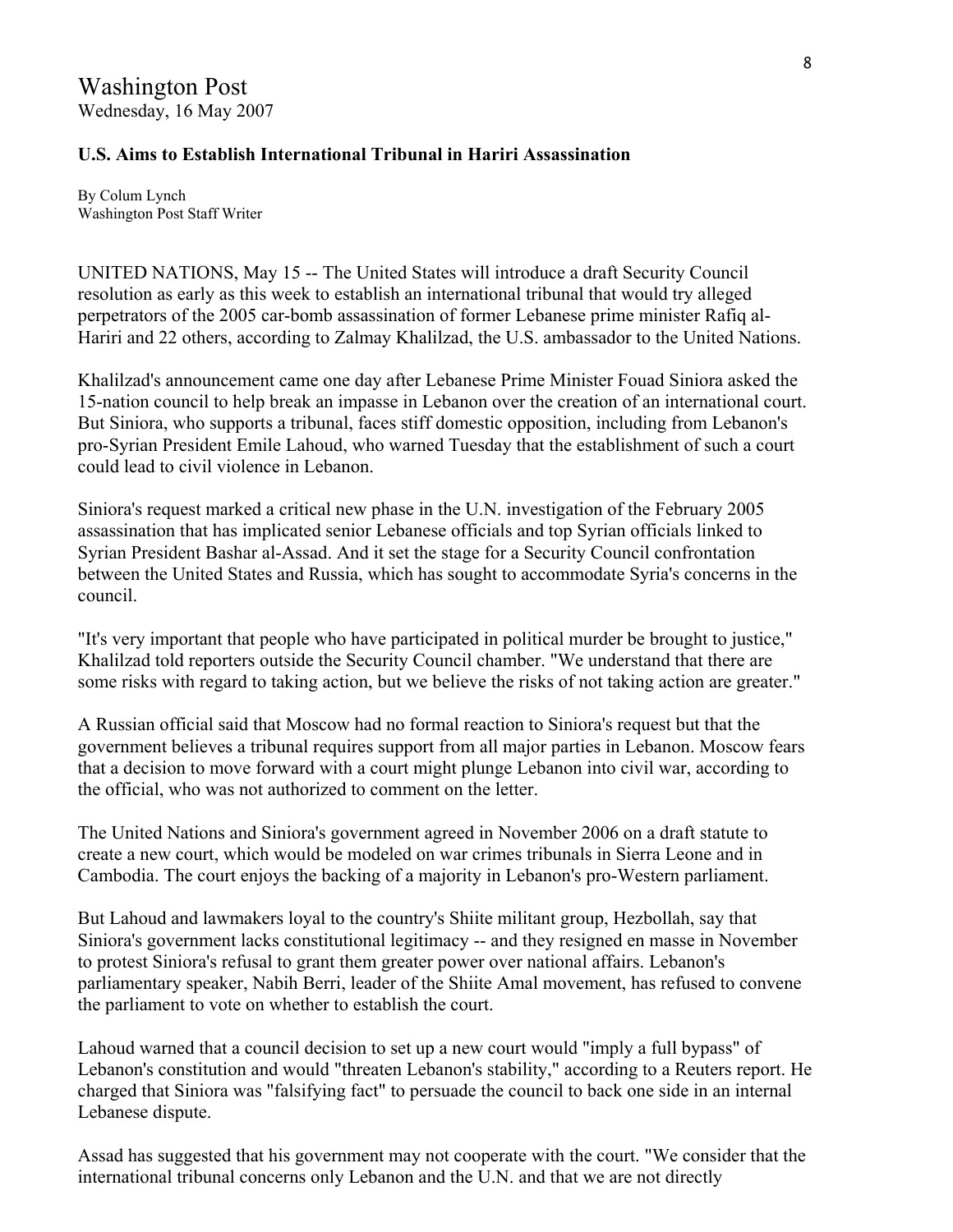# Washington Post

Wednesday, 16 May 2007

**U.S. Aims to Establish International Tribunal in Hariri Assassination**

By Colum Lynch
Washington Post Staff Writer

UNITED NATIONS, May 15 -- The United States will introduce a draft Security Council resolution as early as this week to establish an international tribunal that would try alleged perpetrators of the 2005 car-bomb assassination of former Lebanese prime minister Rafiq al-Hariri and 22 others, according to Zalmay Khalilzad, the U.S. ambassador to the United Nations.

Khalilzad's announcement came one day after Lebanese Prime Minister Fouad Siniora asked the 15-nation council to help break an impasse in Lebanon over the creation of an international court. But Siniora, who supports a tribunal, faces stiff domestic opposition, including from Lebanon's pro-Syrian President Emile Lahoud, who warned Tuesday that the establishment of such a court could lead to civil violence in Lebanon.

Siniora's request marked a critical new phase in the U.N. investigation of the February 2005 assassination that has implicated senior Lebanese officials and top Syrian officials linked to Syrian President Bashar al-Assad. And it set the stage for a Security Council confrontation between the United States and Russia, which has sought to accommodate Syria's concerns in the council.

"It's very important that people who have participated in political murder be brought to justice," Khalilzad told reporters outside the Security Council chamber. "We understand that there are some risks with regard to taking action, but we believe the risks of not taking action are greater."

A Russian official said that Moscow had no formal reaction to Siniora's request but that the government believes a tribunal requires support from all major parties in Lebanon. Moscow fears that a decision to move forward with a court might plunge Lebanon into civil war, according to the official, who was not authorized to comment on the letter.

The United Nations and Siniora's government agreed in November 2006 on a draft statute to create a new court, which would be modeled on war crimes tribunals in Sierra Leone and in Cambodia. The court enjoys the backing of a majority in Lebanon's pro-Western parliament.

But Lahoud and lawmakers loyal to the country's Shiite militant group, Hezbollah, say that Siniora's government lacks constitutional legitimacy -- and they resigned en masse in November to protest Siniora's refusal to grant them greater power over national affairs. Lebanon's parliamentary speaker, Nabih Berri, leader of the Shiite Amal movement, has refused to convene the parliament to vote on whether to establish the court.

Lahoud warned that a council decision to set up a new court would "imply a full bypass" of Lebanon's constitution and would "threaten Lebanon's stability," according to a Reuters report. He charged that Siniora was "falsifying fact" to persuade the council to back one side in an internal Lebanese dispute.

Assad has suggested that his government may not cooperate with the court. "We consider that the international tribunal concerns only Lebanon and the U.N. and that we are not directly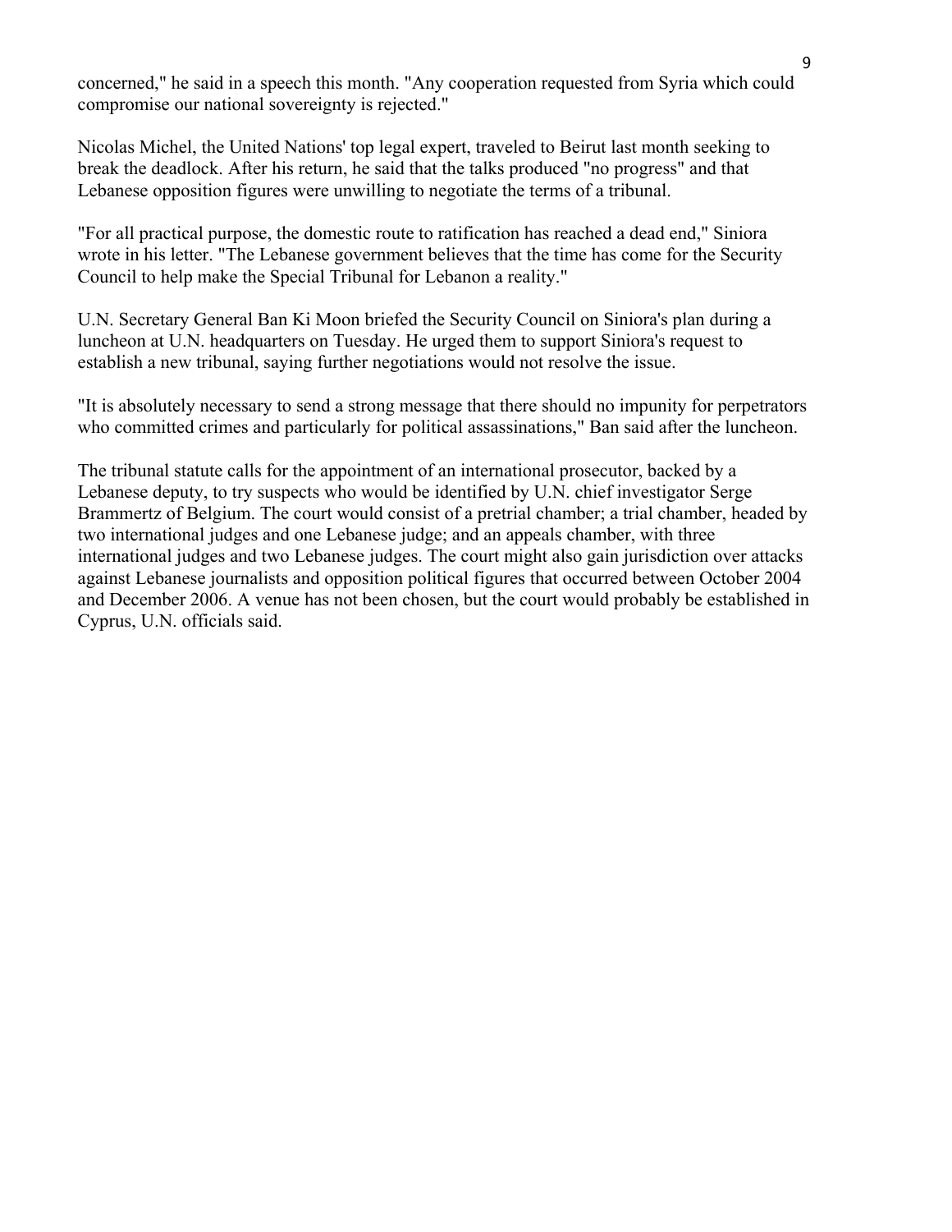concerned," he said in a speech this month. "Any cooperation requested from Syria which could compromise our national sovereignty is rejected."

Nicolas Michel, the United Nations' top legal expert, traveled to Beirut last month seeking to break the deadlock. After his return, he said that the talks produced "no progress" and that Lebanese opposition figures were unwilling to negotiate the terms of a tribunal.

"For all practical purpose, the domestic route to ratification has reached a dead end," Siniora wrote in his letter. "The Lebanese government believes that the time has come for the Security Council to help make the Special Tribunal for Lebanon a reality."

U.N. Secretary General Ban Ki Moon briefed the Security Council on Siniora's plan during a luncheon at U.N. headquarters on Tuesday. He urged them to support Siniora's request to establish a new tribunal, saying further negotiations would not resolve the issue.

"It is absolutely necessary to send a strong message that there should no impunity for perpetrators who committed crimes and particularly for political assassinations," Ban said after the luncheon.

The tribunal statute calls for the appointment of an international prosecutor, backed by a Lebanese deputy, to try suspects who would be identified by U.N. chief investigator Serge Brammertz of Belgium. The court would consist of a pretrial chamber; a trial chamber, headed by two international judges and one Lebanese judge; and an appeals chamber, with three international judges and two Lebanese judges. The court might also gain jurisdiction over attacks against Lebanese journalists and opposition political figures that occurred between October 2004 and December 2006. A venue has not been chosen, but the court would probably be established in Cyprus, U.N. officials said.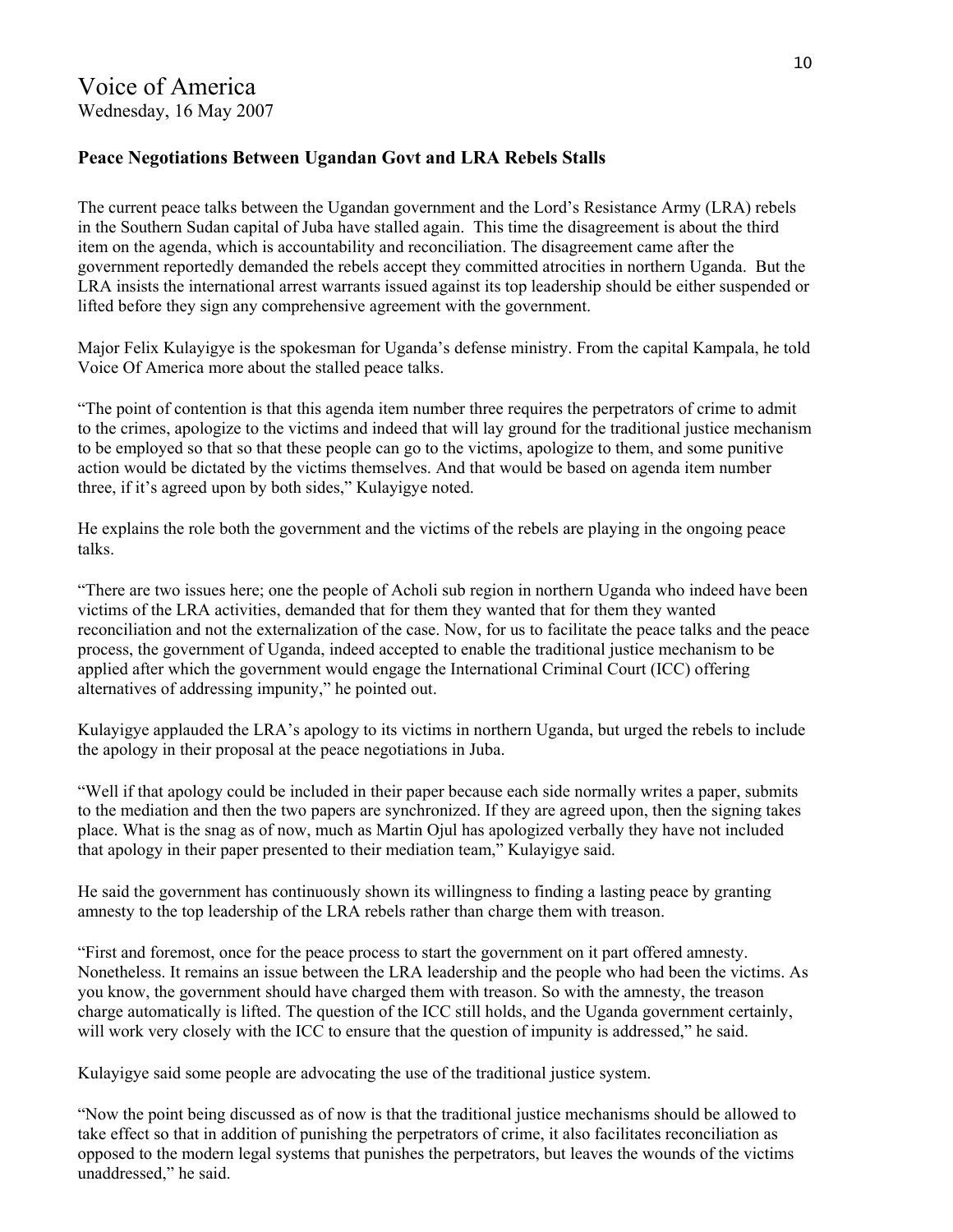# Voice of America

Wednesday, 16 May 2007

**Peace Negotiations Between Ugandan Govt and LRA Rebels Stalls**

The current peace talks between the Ugandan government and the Lord's Resistance Army (LRA) rebels in the Southern Sudan capital of Juba have stalled again. This time the disagreement is about the third item on the agenda, which is accountability and reconciliation. The disagreement came after the government reportedly demanded the rebels accept they committed atrocities in northern Uganda. But the LRA insists the international arrest warrants issued against its top leadership should be either suspended or lifted before they sign any comprehensive agreement with the government.

Major Felix Kulayigye is the spokesman for Uganda's defense ministry. From the capital Kampala, he told Voice Of America more about the stalled peace talks.

"The point of contention is that this agenda item number three requires the perpetrators of crime to admit to the crimes, apologize to the victims and indeed that will lay ground for the traditional justice mechanism to be employed so that so that these people can go to the victims, apologize to them, and some punitive action would be dictated by the victims themselves. And that would be based on agenda item number three, if it's agreed upon by both sides," Kulayigye noted.

He explains the role both the government and the victims of the rebels are playing in the ongoing peace talks.

"There are two issues here; one the people of Acholi sub region in northern Uganda who indeed have been victims of the LRA activities, demanded that for them they wanted that for them they wanted reconciliation and not the externalization of the case. Now, for us to facilitate the peace talks and the peace process, the government of Uganda, indeed accepted to enable the traditional justice mechanism to be applied after which the government would engage the International Criminal Court (ICC) offering alternatives of addressing impunity," he pointed out.

Kulayigye applauded the LRA's apology to its victims in northern Uganda, but urged the rebels to include the apology in their proposal at the peace negotiations in Juba.

"Well if that apology could be included in their paper because each side normally writes a paper, submits to the mediation and then the two papers are synchronized. If they are agreed upon, then the signing takes place. What is the snag as of now, much as Martin Ojul has apologized verbally they have not included that apology in their paper presented to their mediation team," Kulayigye said.

He said the government has continuously shown its willingness to finding a lasting peace by granting amnesty to the top leadership of the LRA rebels rather than charge them with treason.

"First and foremost, once for the peace process to start the government on it part offered amnesty. Nonetheless. It remains an issue between the LRA leadership and the people who had been the victims. As you know, the government should have charged them with treason. So with the amnesty, the treason charge automatically is lifted. The question of the ICC still holds, and the Uganda government certainly, will work very closely with the ICC to ensure that the question of impunity is addressed," he said.

Kulayigye said some people are advocating the use of the traditional justice system.

"Now the point being discussed as of now is that the traditional justice mechanisms should be allowed to take effect so that in addition of punishing the perpetrators of crime, it also facilitates reconciliation as opposed to the modern legal systems that punishes the perpetrators, but leaves the wounds of the victims unaddressed," he said.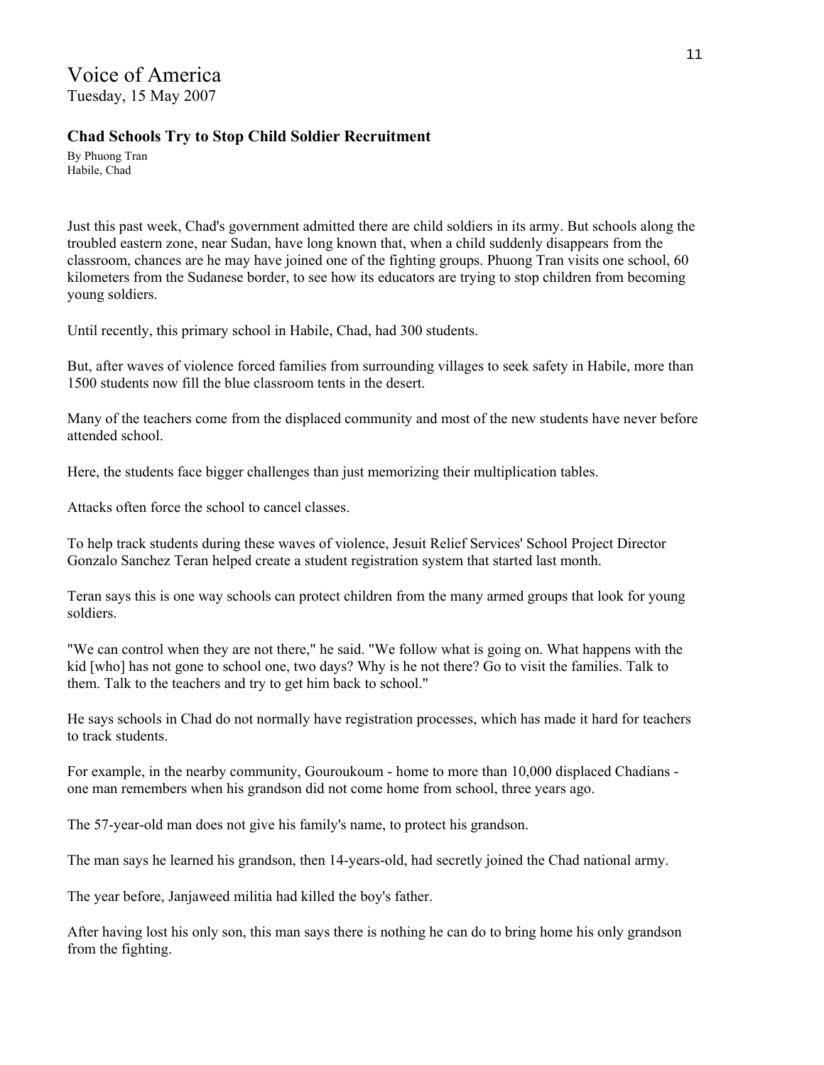# Voice of America

Tuesday, 15 May 2007

### Chad Schools Try to Stop Child Soldier Recruitment

By Phuong Tran
Habile, Chad

Just this past week, Chad's government admitted there are child soldiers in its army. But schools along the troubled eastern zone, near Sudan, have long known that, when a child suddenly disappears from the classroom, chances are he may have joined one of the fighting groups. Phuong Tran visits one school, 60 kilometers from the Sudanese border, to see how its educators are trying to stop children from becoming young soldiers.

Until recently, this primary school in Habile, Chad, had 300 students.

But, after waves of violence forced families from surrounding villages to seek safety in Habile, more than 1500 students now fill the blue classroom tents in the desert.

Many of the teachers come from the displaced community and most of the new students have never before attended school.

Here, the students face bigger challenges than just memorizing their multiplication tables.

Attacks often force the school to cancel classes.

To help track students during these waves of violence, Jesuit Relief Services' School Project Director Gonzalo Sanchez Teran helped create a student registration system that started last month.

Teran says this is one way schools can protect children from the many armed groups that look for young soldiers.

"We can control when they are not there," he said. "We follow what is going on. What happens with the kid [who] has not gone to school one, two days? Why is he not there? Go to visit the families. Talk to them. Talk to the teachers and try to get him back to school."

He says schools in Chad do not normally have registration processes, which has made it hard for teachers to track students.

For example, in the nearby community, Gouroukoum - home to more than 10,000 displaced Chadians - one man remembers when his grandson did not come home from school, three years ago.

The 57-year-old man does not give his family's name, to protect his grandson.

The man says he learned his grandson, then 14-years-old, had secretly joined the Chad national army.

The year before, Janjaweed militia had killed the boy's father.

After having lost his only son, this man says there is nothing he can do to bring home his only grandson from the fighting.